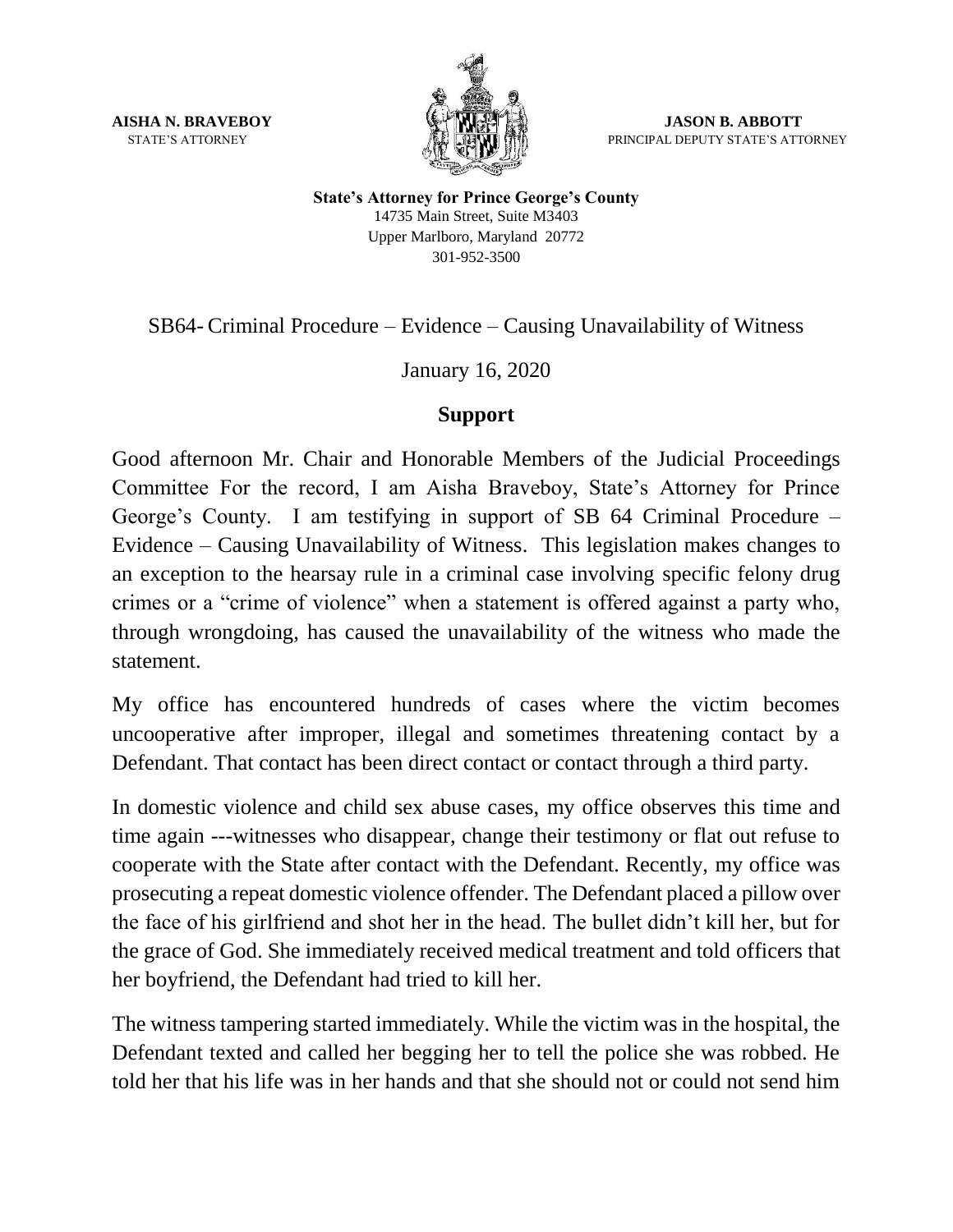**AISHA N. BRAVEBOY**
STATE'S ATTORNEY

**JASON B. ABBOTT**
PRINCIPAL DEPUTY STATE'S ATTORNEY

**State's Attorney for Prince George's County**
14735 Main Street, Suite M3403
Upper Marlboro, Maryland 20772
301-952-3500

SB64- Criminal Procedure – Evidence – Causing Unavailability of Witness

January 16, 2020

**Support**

Good afternoon Mr. Chair and Honorable Members of the Judicial Proceedings Committee For the record, I am Aisha Braveboy, State's Attorney for Prince George's County. I am testifying in support of SB 64 Criminal Procedure – Evidence – Causing Unavailability of Witness. This legislation makes changes to an exception to the hearsay rule in a criminal case involving specific felony drug crimes or a "crime of violence" when a statement is offered against a party who, through wrongdoing, has caused the unavailability of the witness who made the statement.

My office has encountered hundreds of cases where the victim becomes uncooperative after improper, illegal and sometimes threatening contact by a Defendant. That contact has been direct contact or contact through a third party.

In domestic violence and child sex abuse cases, my office observes this time and time again ---witnesses who disappear, change their testimony or flat out refuse to cooperate with the State after contact with the Defendant. Recently, my office was prosecuting a repeat domestic violence offender. The Defendant placed a pillow over the face of his girlfriend and shot her in the head. The bullet didn't kill her, but for the grace of God. She immediately received medical treatment and told officers that her boyfriend, the Defendant had tried to kill her.

The witness tampering started immediately. While the victim was in the hospital, the Defendant texted and called her begging her to tell the police she was robbed. He told her that his life was in her hands and that she should not or could not send him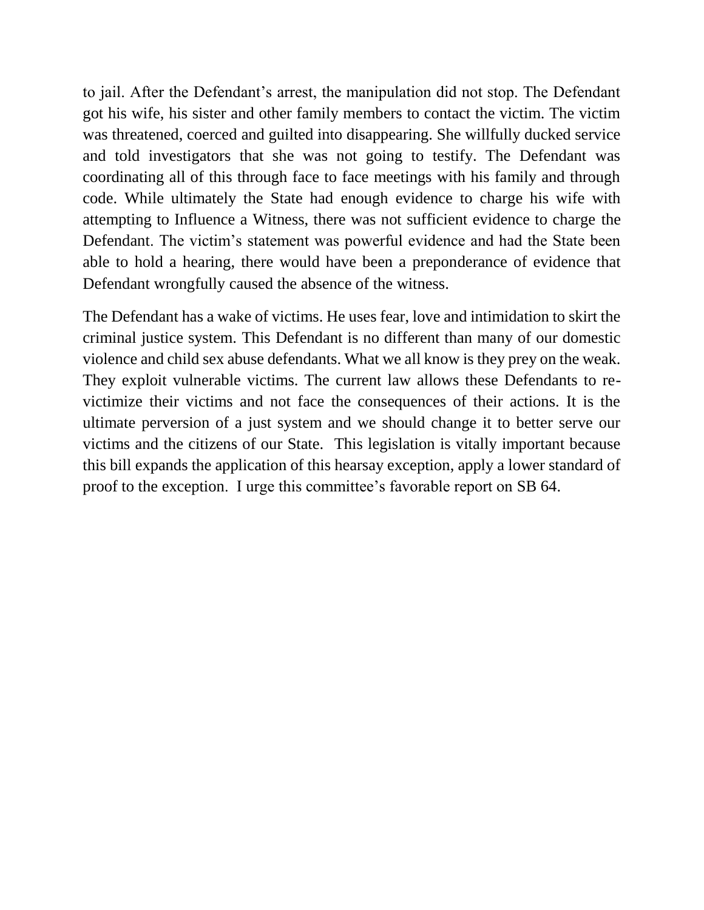to jail. After the Defendant's arrest, the manipulation did not stop. The Defendant got his wife, his sister and other family members to contact the victim. The victim was threatened, coerced and guilted into disappearing. She willfully ducked service and told investigators that she was not going to testify. The Defendant was coordinating all of this through face to face meetings with his family and through code. While ultimately the State had enough evidence to charge his wife with attempting to Influence a Witness, there was not sufficient evidence to charge the Defendant. The victim's statement was powerful evidence and had the State been able to hold a hearing, there would have been a preponderance of evidence that Defendant wrongfully caused the absence of the witness.

The Defendant has a wake of victims. He uses fear, love and intimidation to skirt the criminal justice system. This Defendant is no different than many of our domestic violence and child sex abuse defendants. What we all know is they prey on the weak. They exploit vulnerable victims. The current law allows these Defendants to re-victimize their victims and not face the consequences of their actions. It is the ultimate perversion of a just system and we should change it to better serve our victims and the citizens of our State. This legislation is vitally important because this bill expands the application of this hearsay exception, apply a lower standard of proof to the exception. I urge this committee's favorable report on SB 64.